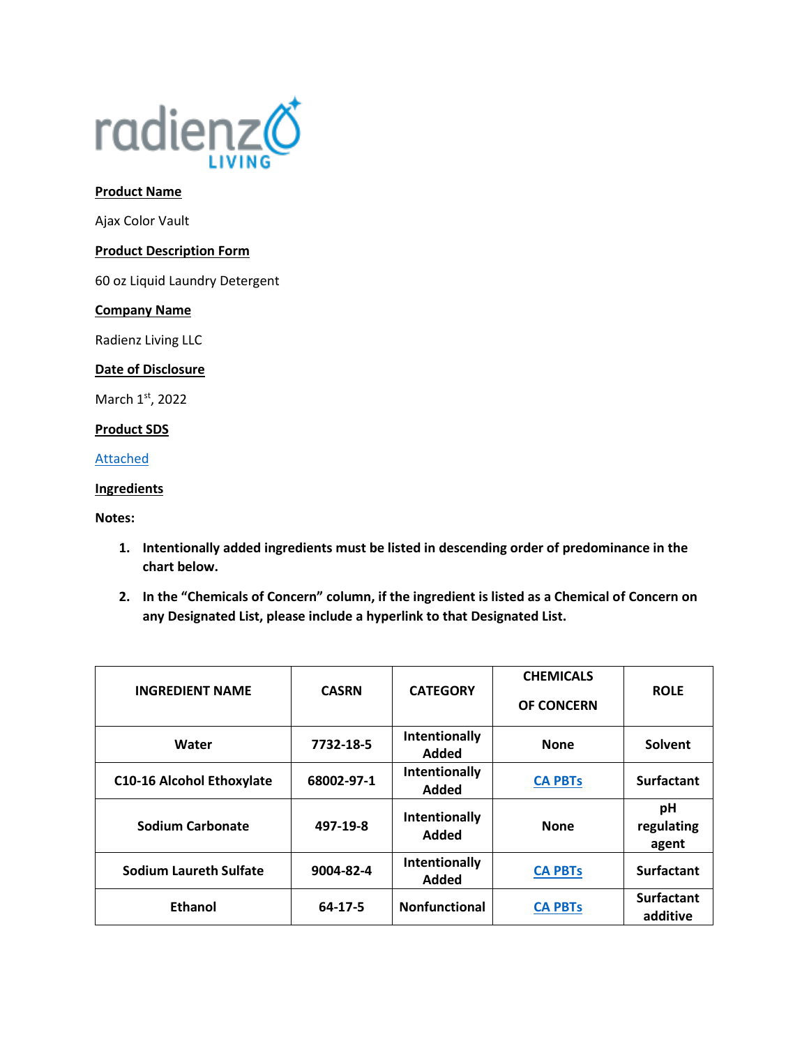radienz LIVING

**Product Name**

Ajax Color Vault

**Product Description Form**

60 oz Liquid Laundry Detergent

**Company Name**

Radienz Living LLC

**Date of Disclosure**

March 1st, 2022

**Product SDS**

Attached

**Ingredients**

**Notes:**

1. **Intentionally added ingredients must be listed in descending order of predominance in the chart below.**
2. **In the "Chemicals of Concern" column, if the ingredient is listed as a Chemical of Concern on any Designated List, please include a hyperlink to that Designated List.**

| INGREDIENT NAME | CASRN | CATEGORY | CHEMICALS OF CONCERN | ROLE |
|---|---|---|---|---|
| Water | 7732-18-5 | Intentionally Added | None | Solvent |
| C10-16 Alcohol Ethoxylate | 68002-97-1 | Intentionally Added | CA PBTs | Surfactant |
| Sodium Carbonate | 497-19-8 | Intentionally Added | None | pH regulating agent |
| Sodium Laureth Sulfate | 9004-82-4 | Intentionally Added | CA PBTs | Surfactant |
| Ethanol | 64-17-5 | Nonfunctional | CA PBTs | Surfactant additive |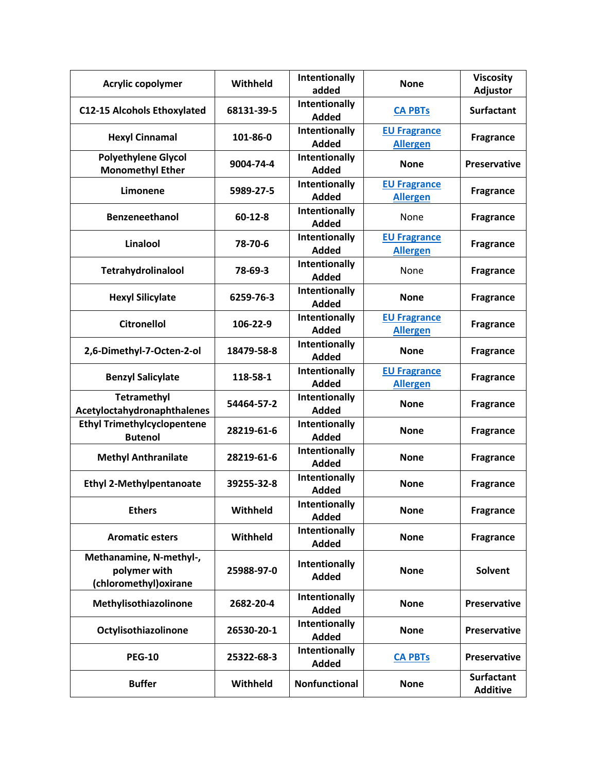| Acrylic copolymer | Withheld | Intentionally added | None | Viscosity Adjustor |
|---|---|---|---|---|
| C12-15 Alcohols Ethoxylated | 68131-39-5 | Intentionally Added | CA PBTs | Surfactant |
| Hexyl Cinnamal | 101-86-0 | Intentionally Added | EU Fragrance Allergen | Fragrance |
| Polyethylene Glycol Monomethyl Ether | 9004-74-4 | Intentionally Added | None | Preservative |
| Limonene | 5989-27-5 | Intentionally Added | EU Fragrance Allergen | Fragrance |
| Benzeneethanol | 60-12-8 | Intentionally Added | None | Fragrance |
| Linalool | 78-70-6 | Intentionally Added | EU Fragrance Allergen | Fragrance |
| Tetrahydrolinalool | 78-69-3 | Intentionally Added | None | Fragrance |
| Hexyl Silicylate | 6259-76-3 | Intentionally Added | None | Fragrance |
| Citronellol | 106-22-9 | Intentionally Added | EU Fragrance Allergen | Fragrance |
| 2,6-Dimethyl-7-Octen-2-ol | 18479-58-8 | Intentionally Added | None | Fragrance |
| Benzyl Salicylate | 118-58-1 | Intentionally Added | EU Fragrance Allergen | Fragrance |
| Tetramethyl Acetyloctahydronaphthalenes | 54464-57-2 | Intentionally Added | None | Fragrance |
| Ethyl Trimethylcyclopentene Butenol | 28219-61-6 | Intentionally Added | None | Fragrance |
| Methyl Anthranilate | 28219-61-6 | Intentionally Added | None | Fragrance |
| Ethyl 2-Methylpentanoate | 39255-32-8 | Intentionally Added | None | Fragrance |
| Ethers | Withheld | Intentionally Added | None | Fragrance |
| Aromatic esters | Withheld | Intentionally Added | None | Fragrance |
| Methanamine, N-methyl-, polymer with (chloromethyl)oxirane | 25988-97-0 | Intentionally Added | None | Solvent |
| Methylisothiazolinone | 2682-20-4 | Intentionally Added | None | Preservative |
| Octylisothiazolinone | 26530-20-1 | Intentionally Added | None | Preservative |
| PEG-10 | 25322-68-3 | Intentionally Added | CA PBTs | Preservative |
| Buffer | Withheld | Nonfunctional | None | Surfactant Additive |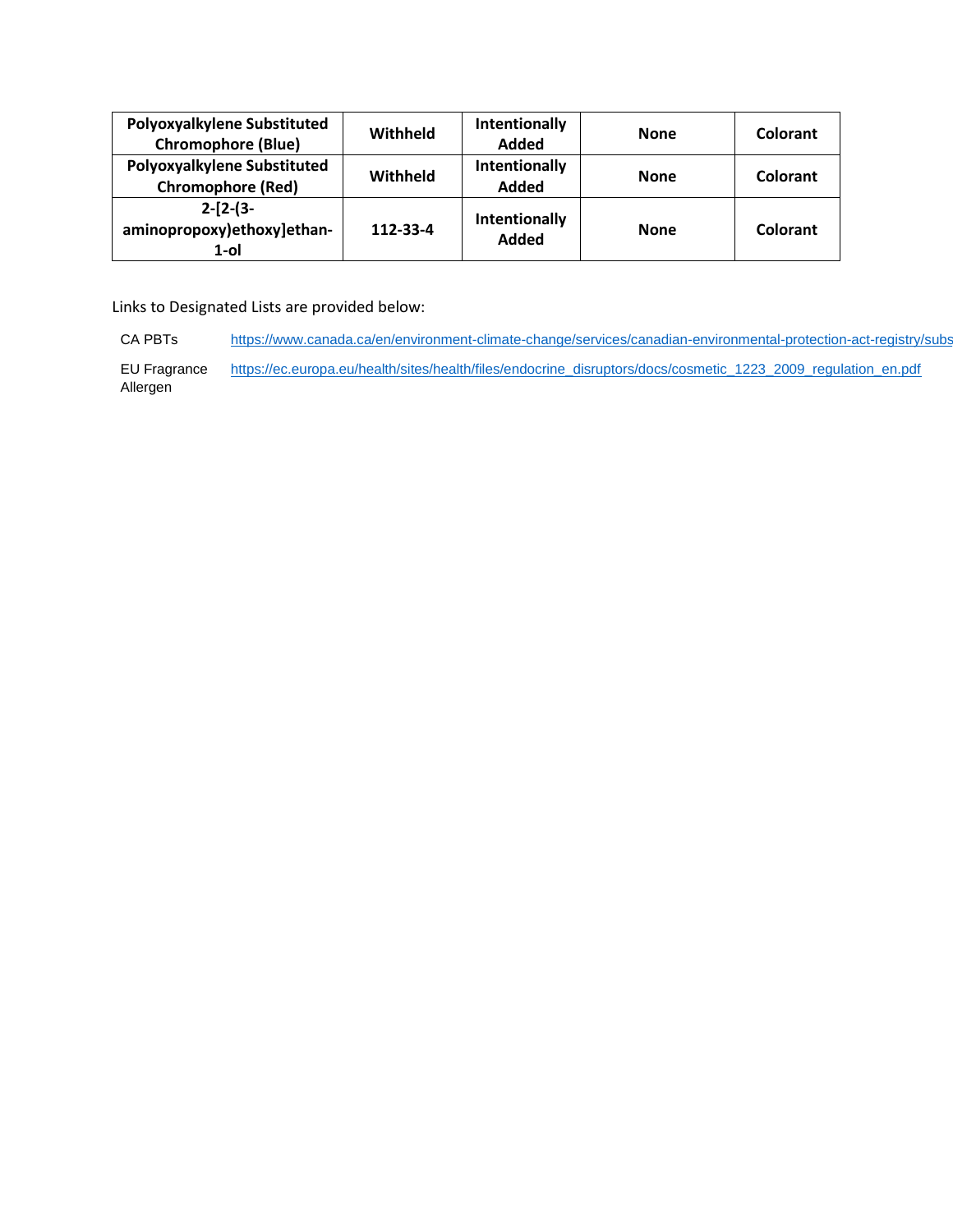| | | | | |
|---|---|---|---|---|
| **Polyoxyalkylene Substituted Chromophore (Blue)** | **Withheld** | **Intentionally Added** | **None** | **Colorant** |
| **Polyoxyalkylene Substituted Chromophore (Red)** | **Withheld** | **Intentionally Added** | **None** | **Colorant** |
| **2-[2-(3-aminopropoxy)ethoxy]ethan-1-ol** | **112-33-4** | **Intentionally Added** | **None** | **Colorant** |

Links to Designated Lists are provided below:

| | |
|---|---|
| CA PBTs | https://www.canada.ca/en/environment-climate-change/services/canadian-environmental-protection-act-registry/subs |
| EU Fragrance Allergen | https://ec.europa.eu/health/sites/health/files/endocrine_disruptors/docs/cosmetic_1223_2009_regulation_en.pdf |